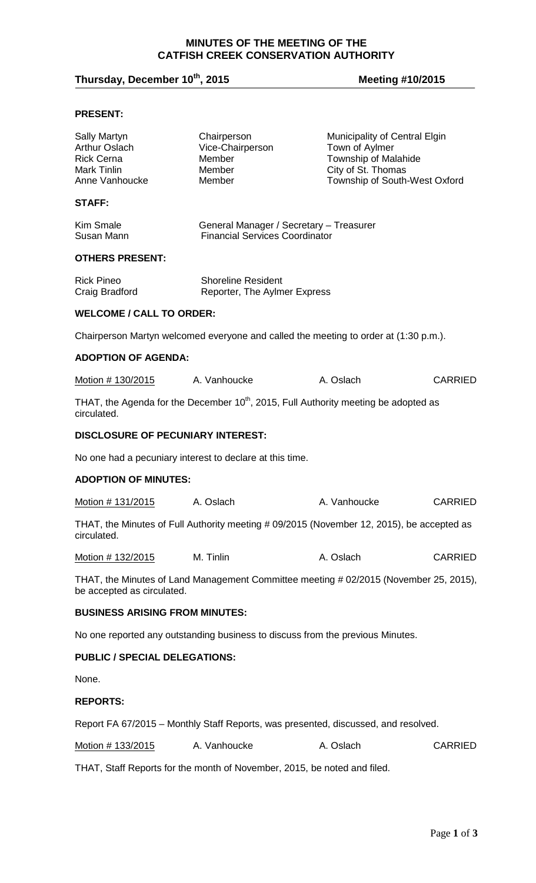# MINUTES OF THE MEETING OF THE CATFISH CREEK CONSERVATION AUTHORITY

**Thursday, December 10th, 2015** **Meeting #10/2015**

**PRESENT:**

| | | |
|---|---|---|
| Sally Martyn | Chairperson | Municipality of Central Elgin |
| Arthur Oslach | Vice-Chairperson | Town of Aylmer |
| Rick Cerna | Member | Township of Malahide |
| Mark Tinlin | Member | City of St. Thomas |
| Anne Vanhoucke | Member | Township of South-West Oxford |

**STAFF:**

| | |
|---|---|
| Kim Smale | General Manager / Secretary – Treasurer |
| Susan Mann | Financial Services Coordinator |

**OTHERS PRESENT:**

| | |
|---|---|
| Rick Pineo | Shoreline Resident |
| Craig Bradford | Reporter, The Aylmer Express |

**WELCOME / CALL TO ORDER:**

Chairperson Martyn welcomed everyone and called the meeting to order at (1:30 p.m.).

**ADOPTION OF AGENDA:**

| | | | |
|---|---|---|---|
| Motion # 130/2015 | A. Vanhoucke | A. Oslach | CARRIED |

THAT, the Agenda for the December 10th, 2015, Full Authority meeting be adopted as circulated.

**DISCLOSURE OF PECUNIARY INTEREST:**

No one had a pecuniary interest to declare at this time.

**ADOPTION OF MINUTES:**

| | | | |
|---|---|---|---|
| Motion # 131/2015 | A. Oslach | A. Vanhoucke | CARRIED |

THAT, the Minutes of Full Authority meeting # 09/2015 (November 12, 2015), be accepted as circulated.

| | | | |
|---|---|---|---|
| Motion # 132/2015 | M. Tinlin | A. Oslach | CARRIED |

THAT, the Minutes of Land Management Committee meeting # 02/2015 (November 25, 2015), be accepted as circulated.

**BUSINESS ARISING FROM MINUTES:**

No one reported any outstanding business to discuss from the previous Minutes.

**PUBLIC / SPECIAL DELEGATIONS:**

None.

**REPORTS:**

Report FA 67/2015 – Monthly Staff Reports, was presented, discussed, and resolved.

| | | | |
|---|---|---|---|
| Motion # 133/2015 | A. Vanhoucke | A. Oslach | CARRIED |

THAT, Staff Reports for the month of November, 2015, be noted and filed.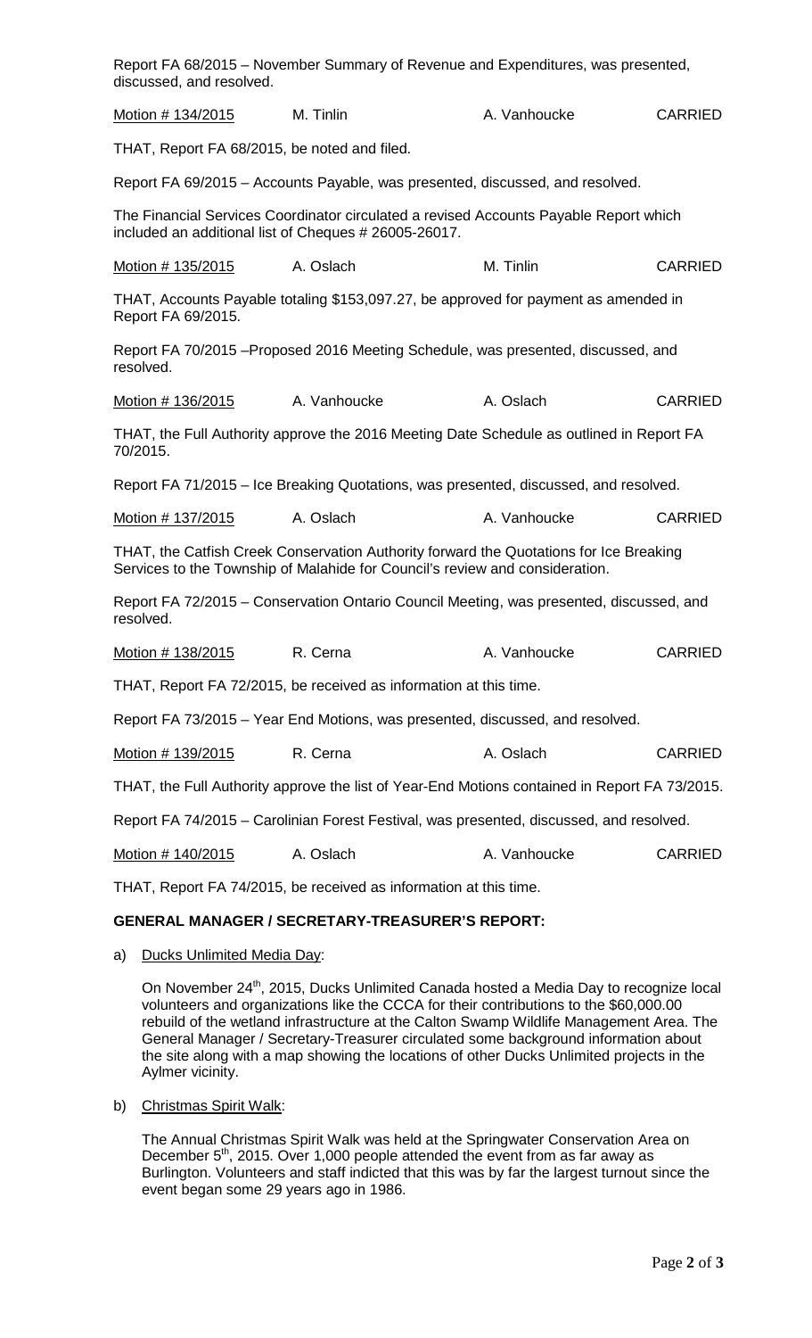Report FA 68/2015 – November Summary of Revenue and Expenditures, was presented, discussed, and resolved.

| Motion # 134/2015 | M. Tinlin | A. Vanhoucke | CARRIED |
|---|---|---|---|

THAT, Report FA 68/2015, be noted and filed.

Report FA 69/2015 – Accounts Payable, was presented, discussed, and resolved.

The Financial Services Coordinator circulated a revised Accounts Payable Report which included an additional list of Cheques # 26005-26017.

| Motion # 135/2015 | A. Oslach | M. Tinlin | CARRIED |
|---|---|---|---|

THAT, Accounts Payable totaling $153,097.27, be approved for payment as amended in Report FA 69/2015.

Report FA 70/2015 –Proposed 2016 Meeting Schedule, was presented, discussed, and resolved.

| Motion # 136/2015 | A. Vanhoucke | A. Oslach | CARRIED |
|---|---|---|---|

THAT, the Full Authority approve the 2016 Meeting Date Schedule as outlined in Report FA 70/2015.

Report FA 71/2015 – Ice Breaking Quotations, was presented, discussed, and resolved.

| Motion # 137/2015 | A. Oslach | A. Vanhoucke | CARRIED |
|---|---|---|---|

THAT, the Catfish Creek Conservation Authority forward the Quotations for Ice Breaking Services to the Township of Malahide for Council's review and consideration.

Report FA 72/2015 – Conservation Ontario Council Meeting, was presented, discussed, and resolved.

| Motion # 138/2015 | R. Cerna | A. Vanhoucke | CARRIED |
|---|---|---|---|

THAT, Report FA 72/2015, be received as information at this time.

Report FA 73/2015 – Year End Motions, was presented, discussed, and resolved.

| Motion # 139/2015 | R. Cerna | A. Oslach | CARRIED |
|---|---|---|---|

THAT, the Full Authority approve the list of Year-End Motions contained in Report FA 73/2015.

Report FA 74/2015 – Carolinian Forest Festival, was presented, discussed, and resolved.

| Motion # 140/2015 | A. Oslach | A. Vanhoucke | CARRIED |
|---|---|---|---|

THAT, Report FA 74/2015, be received as information at this time.

## GENERAL MANAGER / SECRETARY-TREASURER'S REPORT:

a) Ducks Unlimited Media Day:

On November 24th, 2015, Ducks Unlimited Canada hosted a Media Day to recognize local volunteers and organizations like the CCCA for their contributions to the $60,000.00 rebuild of the wetland infrastructure at the Calton Swamp Wildlife Management Area. The General Manager / Secretary-Treasurer circulated some background information about the site along with a map showing the locations of other Ducks Unlimited projects in the Aylmer vicinity.

b) Christmas Spirit Walk:

The Annual Christmas Spirit Walk was held at the Springwater Conservation Area on December 5th, 2015. Over 1,000 people attended the event from as far away as Burlington. Volunteers and staff indicted that this was by far the largest turnout since the event began some 29 years ago in 1986.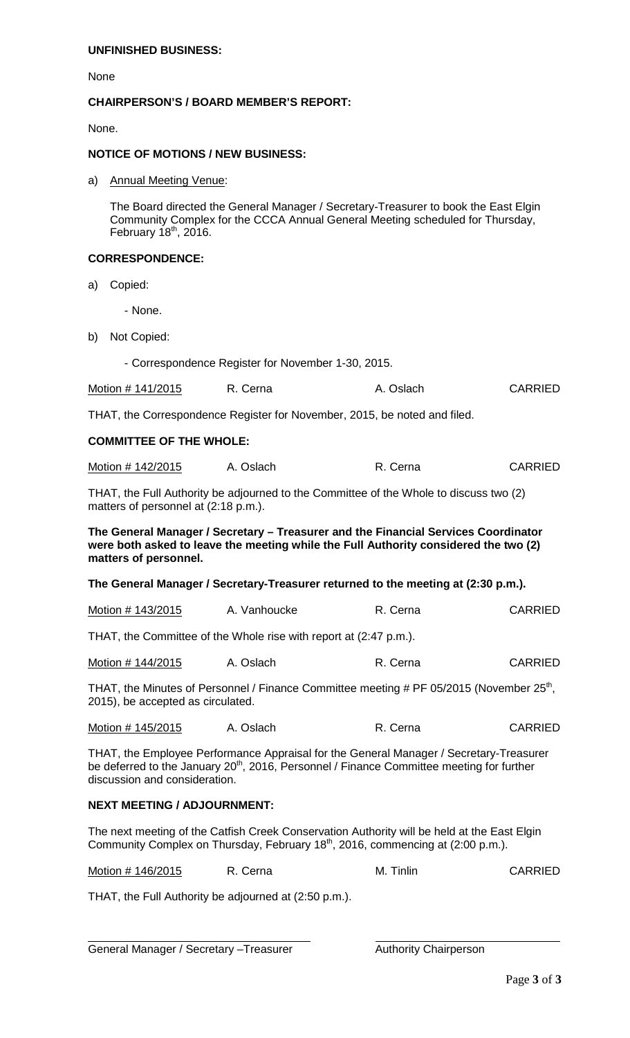**UNFINISHED BUSINESS:**

None

**CHAIRPERSON'S / BOARD MEMBER'S REPORT:**

None.

**NOTICE OF MOTIONS / NEW BUSINESS:**

a) Annual Meeting Venue:

The Board directed the General Manager / Secretary-Treasurer to book the East Elgin Community Complex for the CCCA Annual General Meeting scheduled for Thursday, February 18th, 2016.

**CORRESPONDENCE:**

a) Copied:

- None.

b) Not Copied:

- Correspondence Register for November 1-30, 2015.

| | | | |
|---|---|---|---|
| Motion # 141/2015 | R. Cerna | A. Oslach | CARRIED |

THAT, the Correspondence Register for November, 2015, be noted and filed.

**COMMITTEE OF THE WHOLE:**

| | | | |
|---|---|---|---|
| Motion # 142/2015 | A. Oslach | R. Cerna | CARRIED |

THAT, the Full Authority be adjourned to the Committee of the Whole to discuss two (2) matters of personnel at (2:18 p.m.).

**The General Manager / Secretary – Treasurer and the Financial Services Coordinator were both asked to leave the meeting while the Full Authority considered the two (2) matters of personnel.**

**The General Manager / Secretary-Treasurer returned to the meeting at (2:30 p.m.).**

| | | | |
|---|---|---|---|
| Motion # 143/2015 | A. Vanhoucke | R. Cerna | CARRIED |

THAT, the Committee of the Whole rise with report at (2:47 p.m.).

| | | | |
|---|---|---|---|
| Motion # 144/2015 | A. Oslach | R. Cerna | CARRIED |

THAT, the Minutes of Personnel / Finance Committee meeting # PF 05/2015 (November 25th, 2015), be accepted as circulated.

| | | | |
|---|---|---|---|
| Motion # 145/2015 | A. Oslach | R. Cerna | CARRIED |

THAT, the Employee Performance Appraisal for the General Manager / Secretary-Treasurer be deferred to the January 20th, 2016, Personnel / Finance Committee meeting for further discussion and consideration.

**NEXT MEETING / ADJOURNMENT:**

The next meeting of the Catfish Creek Conservation Authority will be held at the East Elgin Community Complex on Thursday, February 18th, 2016, commencing at (2:00 p.m.).

| | | | |
|---|---|---|---|
| Motion # 146/2015 | R. Cerna | M. Tinlin | CARRIED |

THAT, the Full Authority be adjourned at (2:50 p.m.).

General Manager / Secretary –Treasurer

Authority Chairperson